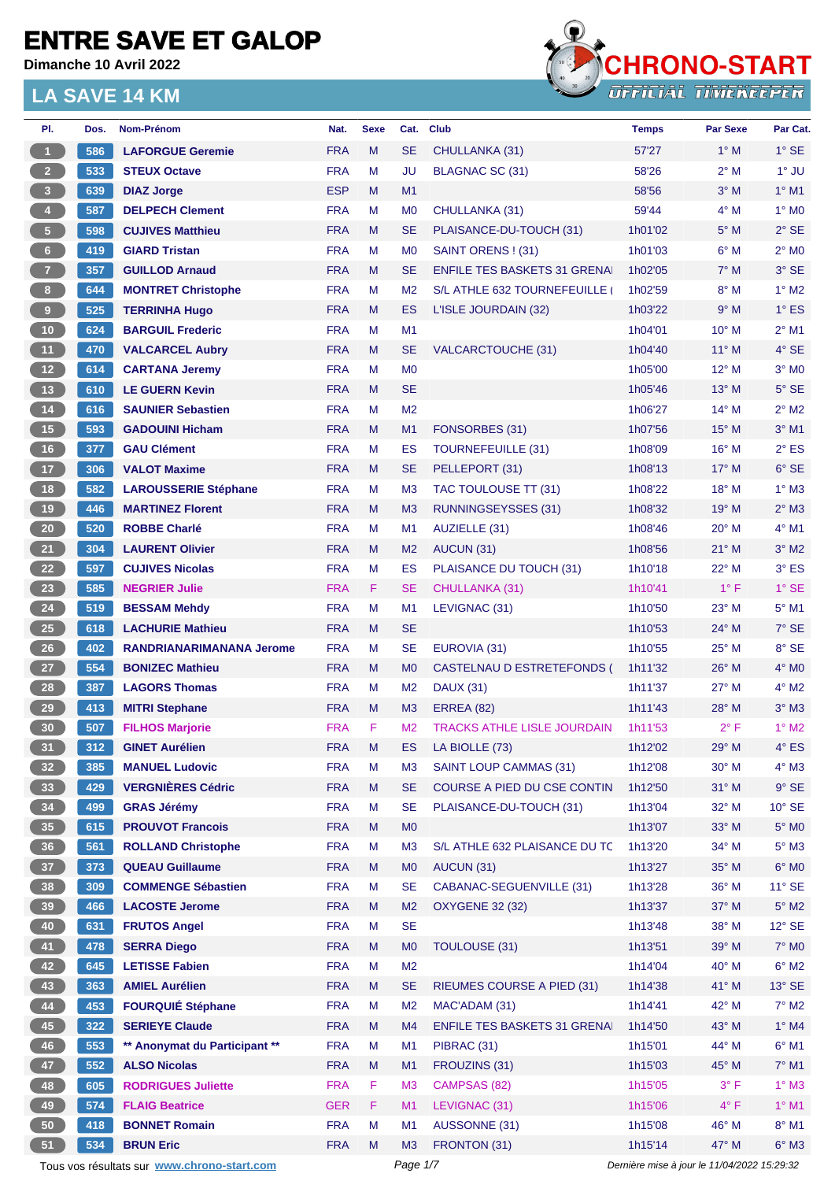# ENTRE SAVE ET GALOP

**Dimanche 10 Avril 2022**

## LA SAVE 14 KM

CHRONO-START
OFFICIAL TIMEKEEPER

| Pl. | Dos. | Nom-Prénom | Nat. | Sexe | Cat. | Club | Temps | Par Sexe | Par Cat. |
|---|---|---|---|---|---|---|---|---|---|
| 1 | 586 | LAFORGUE Geremie | FRA | M | SE | CHULLANKA (31) | 57'27 | 1° M | 1° SE |
| 2 | 533 | STEUX Octave | FRA | M | JU | BLAGNAC SC (31) | 58'26 | 2° M | 1° JU |
| 3 | 639 | DIAZ Jorge | ESP | M | M1 | | 58'56 | 3° M | 1° M1 |
| 4 | 587 | DELPECH Clement | FRA | M | M0 | CHULLANKA (31) | 59'44 | 4° M | 1° M0 |
| 5 | 598 | CUJIVES Matthieu | FRA | M | SE | PLAISANCE-DU-TOUCH (31) | 1h01'02 | 5° M | 2° SE |
| 6 | 419 | GIARD Tristan | FRA | M | M0 | SAINT ORENS ! (31) | 1h01'03 | 6° M | 2° M0 |
| 7 | 357 | GUILLOD Arnaud | FRA | M | SE | ENFILE TES BASKETS 31 GRENA | 1h02'05 | 7° M | 3° SE |
| 8 | 644 | MONTRET Christophe | FRA | M | M2 | S/L ATHLE 632 TOURNEFEUILLE ( | 1h02'59 | 8° M | 1° M2 |
| 9 | 525 | TERRINHA Hugo | FRA | M | ES | L'ISLE JOURDAIN (32) | 1h03'22 | 9° M | 1° ES |
| 10 | 624 | BARGUIL Frederic | FRA | M | M1 | | 1h04'01 | 10° M | 2° M1 |
| 11 | 470 | VALCARCEL Aubry | FRA | M | SE | VALCARCTOUCHE (31) | 1h04'40 | 11° M | 4° SE |
| 12 | 614 | CARTANA Jeremy | FRA | M | M0 | | 1h05'00 | 12° M | 3° M0 |
| 13 | 610 | LE GUERN Kevin | FRA | M | SE | | 1h05'46 | 13° M | 5° SE |
| 14 | 616 | SAUNIER Sebastien | FRA | M | M2 | | 1h06'27 | 14° M | 2° M2 |
| 15 | 593 | GADOUINI Hicham | FRA | M | M1 | FONSORBES (31) | 1h07'56 | 15° M | 3° M1 |
| 16 | 377 | GAU Clément | FRA | M | ES | TOURNEFEUILLE (31) | 1h08'09 | 16° M | 2° ES |
| 17 | 306 | VALOT Maxime | FRA | M | SE | PELLEPORT (31) | 1h08'13 | 17° M | 6° SE |
| 18 | 582 | LAROUSSERIE Stéphane | FRA | M | M3 | TAC TOULOUSE TT (31) | 1h08'22 | 18° M | 1° M3 |
| 19 | 446 | MARTINEZ Florent | FRA | M | M3 | RUNNINGSEYSSES (31) | 1h08'32 | 19° M | 2° M3 |
| 20 | 520 | ROBBE Charlé | FRA | M | M1 | AUZIELLE (31) | 1h08'46 | 20° M | 4° M1 |
| 21 | 304 | LAURENT Olivier | FRA | M | M2 | AUCUN (31) | 1h08'56 | 21° M | 3° M2 |
| 22 | 597 | CUJIVES Nicolas | FRA | M | ES | PLAISANCE DU TOUCH (31) | 1h10'18 | 22° M | 3° ES |
| 23 | 585 | NEGRIER Julie | FRA | F | SE | CHULLANKA (31) | 1h10'41 | 1° F | 1° SE |
| 24 | 519 | BESSAM Mehdy | FRA | M | M1 | LEVIGNAC (31) | 1h10'50 | 23° M | 5° M1 |
| 25 | 618 | LACHURIE Mathieu | FRA | M | SE | | 1h10'53 | 24° M | 7° SE |
| 26 | 402 | RANDRIANARIMANANA Jerome | FRA | M | SE | EUROVIA (31) | 1h10'55 | 25° M | 8° SE |
| 27 | 554 | BONIZEC Mathieu | FRA | M | M0 | CASTELNAU D ESTRETEFONDS ( | 1h11'32 | 26° M | 4° M0 |
| 28 | 387 | LAGORS Thomas | FRA | M | M2 | DAUX (31) | 1h11'37 | 27° M | 4° M2 |
| 29 | 413 | MITRI Stephane | FRA | M | M3 | ERREA (82) | 1h11'43 | 28° M | 3° M3 |
| 30 | 507 | FILHOS Marjorie | FRA | F | M2 | TRACKS ATHLE LISLE JOURDAIN | 1h11'53 | 2° F | 1° M2 |
| 31 | 312 | GINET Aurélien | FRA | M | ES | LA BIOLLE (73) | 1h12'02 | 29° M | 4° ES |
| 32 | 385 | MANUEL Ludovic | FRA | M | M3 | SAINT LOUP CAMMAS (31) | 1h12'08 | 30° M | 4° M3 |
| 33 | 429 | VERGNIÈRES Cédric | FRA | M | SE | COURSE A PIED DU CSE CONTIN | 1h12'50 | 31° M | 9° SE |
| 34 | 499 | GRAS Jérémy | FRA | M | SE | PLAISANCE-DU-TOUCH (31) | 1h13'04 | 32° M | 10° SE |
| 35 | 615 | PROUVOT Francois | FRA | M | M0 | | 1h13'07 | 33° M | 5° M0 |
| 36 | 561 | ROLLAND Christophe | FRA | M | M3 | S/L ATHLE 632 PLAISANCE DU TC | 1h13'20 | 34° M | 5° M3 |
| 37 | 373 | QUEAU Guillaume | FRA | M | M0 | AUCUN (31) | 1h13'27 | 35° M | 6° M0 |
| 38 | 309 | COMMENGE Sébastien | FRA | M | SE | CABANAC-SEGUENVILLE (31) | 1h13'28 | 36° M | 11° SE |
| 39 | 466 | LACOSTE Jerome | FRA | M | M2 | OXYGENE 32 (32) | 1h13'37 | 37° M | 5° M2 |
| 40 | 631 | FRUTOS Angel | FRA | M | SE | | 1h13'48 | 38° M | 12° SE |
| 41 | 478 | SERRA Diego | FRA | M | M0 | TOULOUSE (31) | 1h13'51 | 39° M | 7° M0 |
| 42 | 645 | LETISSE Fabien | FRA | M | M2 | | 1h14'04 | 40° M | 6° M2 |
| 43 | 363 | AMIEL Aurélien | FRA | M | SE | RIEUMES COURSE A PIED (31) | 1h14'38 | 41° M | 13° SE |
| 44 | 453 | FOURQUIÉ Stéphane | FRA | M | M2 | MAC'ADAM (31) | 1h14'41 | 42° M | 7° M2 |
| 45 | 322 | SERIEYE Claude | FRA | M | M4 | ENFILE TES BASKETS 31 GRENA | 1h14'50 | 43° M | 1° M4 |
| 46 | 553 | ** Anonymat du Participant ** | FRA | M | M1 | PIBRAC (31) | 1h15'01 | 44° M | 6° M1 |
| 47 | 552 | ALSO Nicolas | FRA | M | M1 | FROUZINS (31) | 1h15'03 | 45° M | 7° M1 |
| 48 | 605 | RODRIGUES Juliette | FRA | F | M3 | CAMPSAS (82) | 1h15'05 | 3° F | 1° M3 |
| 49 | 574 | FLAIG Beatrice | GER | F | M1 | LEVIGNAC (31) | 1h15'06 | 4° F | 1° M1 |
| 50 | 418 | BONNET Romain | FRA | M | M1 | AUSSONNE (31) | 1h15'08 | 46° M | 8° M1 |
| 51 | 534 | BRUN Eric | FRA | M | M3 | FRONTON (31) | 1h15'14 | 47° M | 6° M3 |

Tous vos résultats sur www.chrono-start.com

Dernière mise à jour le 11/04/2022 15:29:32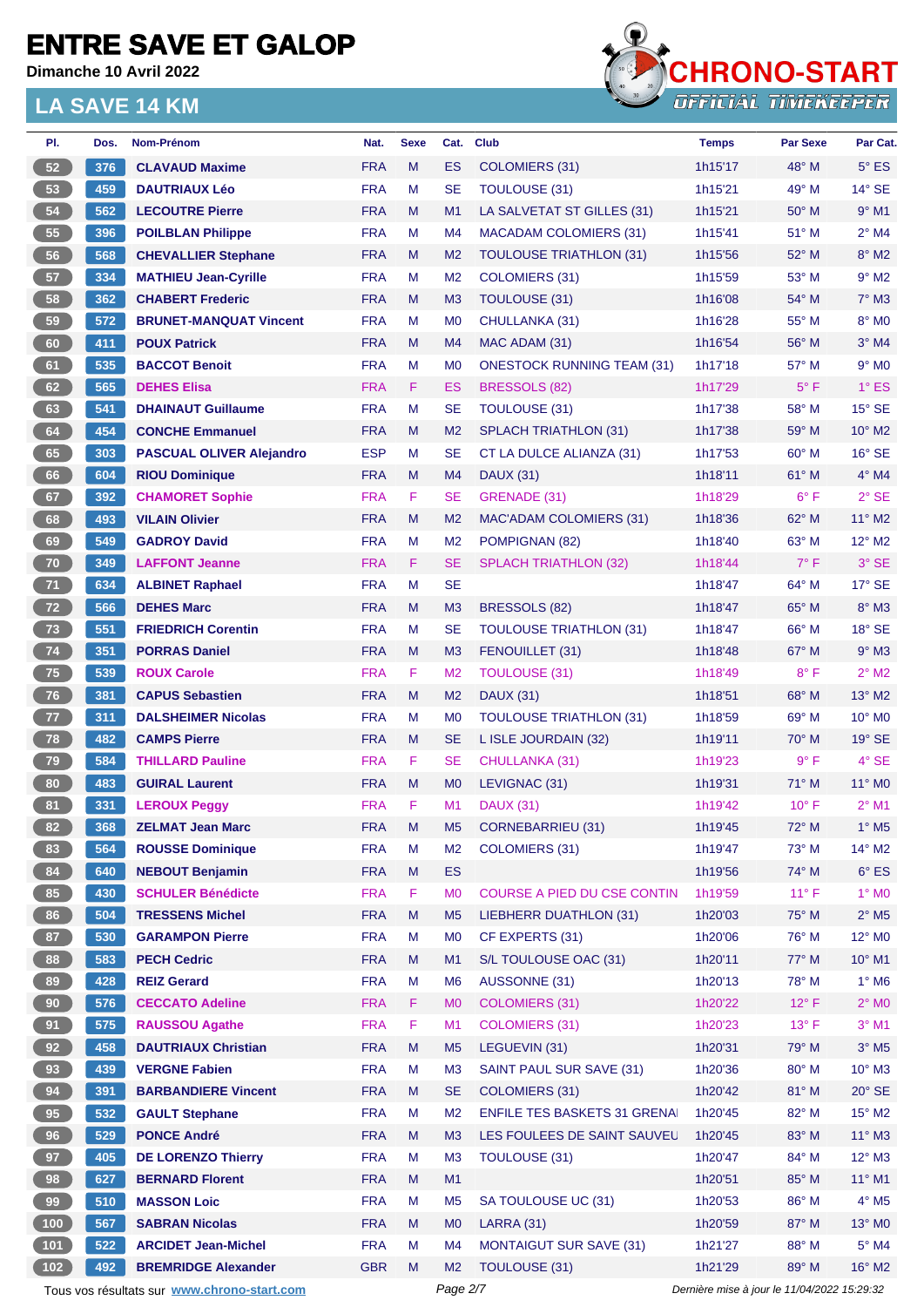# ENTRE SAVE ET GALOP

**Dimanche 10 Avril 2022**

## LA SAVE 14 KM

| Pl. | Dos. | Nom-Prénom | Nat. | Sexe | Cat. | Club | Temps | Par Sexe | Par Cat. |
|---|---|---|---|---|---|---|---|---|---|
| 52 | 376 | CLAVAUD Maxime | FRA | M | ES | COLOMIERS (31) | 1h15'17 | 48° M | 5° ES |
| 53 | 459 | DAUTRIAUX Léo | FRA | M | SE | TOULOUSE (31) | 1h15'21 | 49° M | 14° SE |
| 54 | 562 | LECOUTRE Pierre | FRA | M | M1 | LA SALVETAT ST GILLES (31) | 1h15'21 | 50° M | 9° M1 |
| 55 | 396 | POILBLAN Philippe | FRA | M | M4 | MACADAM COLOMIERS (31) | 1h15'41 | 51° M | 2° M4 |
| 56 | 568 | CHEVALLIER Stephane | FRA | M | M2 | TOULOUSE TRIATHLON (31) | 1h15'56 | 52° M | 8° M2 |
| 57 | 334 | MATHIEU Jean-Cyrille | FRA | M | M2 | COLOMIERS (31) | 1h15'59 | 53° M | 9° M2 |
| 58 | 362 | CHABERT Frederic | FRA | M | M3 | TOULOUSE (31) | 1h16'08 | 54° M | 7° M3 |
| 59 | 572 | BRUNET-MANQUAT Vincent | FRA | M | M0 | CHULLANKA (31) | 1h16'28 | 55° M | 8° M0 |
| 60 | 411 | POUX Patrick | FRA | M | M4 | MAC ADAM (31) | 1h16'54 | 56° M | 3° M4 |
| 61 | 535 | BACCOT Benoit | FRA | M | M0 | ONESTOCK RUNNING TEAM (31) | 1h17'18 | 57° M | 9° M0 |
| 62 | 565 | DEHES Elisa | FRA | F | ES | BRESSOLS (82) | 1h17'29 | 5° F | 1° ES |
| 63 | 541 | DHAINAUT Guillaume | FRA | M | SE | TOULOUSE (31) | 1h17'38 | 58° M | 15° SE |
| 64 | 454 | CONCHE Emmanuel | FRA | M | M2 | SPLACH TRIATHLON (31) | 1h17'38 | 59° M | 10° M2 |
| 65 | 303 | PASCUAL OLIVER Alejandro | ESP | M | SE | CT LA DULCE ALIANZA (31) | 1h17'53 | 60° M | 16° SE |
| 66 | 604 | RIOU Dominique | FRA | M | M4 | DAUX (31) | 1h18'11 | 61° M | 4° M4 |
| 67 | 392 | CHAMORET Sophie | FRA | F | SE | GRENADE (31) | 1h18'29 | 6° F | 2° SE |
| 68 | 493 | VILAIN Olivier | FRA | M | M2 | MAC'ADAM COLOMIERS (31) | 1h18'36 | 62° M | 11° M2 |
| 69 | 549 | GADROY David | FRA | M | M2 | POMPIGNAN (82) | 1h18'40 | 63° M | 12° M2 |
| 70 | 349 | LAFFONT Jeanne | FRA | F | SE | SPLACH TRIATHLON (32) | 1h18'44 | 7° F | 3° SE |
| 71 | 634 | ALBINET Raphael | FRA | M | SE | | 1h18'47 | 64° M | 17° SE |
| 72 | 566 | DEHES Marc | FRA | M | M3 | BRESSOLS (82) | 1h18'47 | 65° M | 8° M3 |
| 73 | 551 | FRIEDRICH Corentin | FRA | M | SE | TOULOUSE TRIATHLON (31) | 1h18'47 | 66° M | 18° SE |
| 74 | 351 | PORRAS Daniel | FRA | M | M3 | FENOUILLET (31) | 1h18'48 | 67° M | 9° M3 |
| 75 | 539 | ROUX Carole | FRA | F | M2 | TOULOUSE (31) | 1h18'49 | 8° F | 2° M2 |
| 76 | 381 | CAPUS Sebastien | FRA | M | M2 | DAUX (31) | 1h18'51 | 68° M | 13° M2 |
| 77 | 311 | DALSHEIMER Nicolas | FRA | M | M0 | TOULOUSE TRIATHLON (31) | 1h18'59 | 69° M | 10° M0 |
| 78 | 482 | CAMPS Pierre | FRA | M | SE | L ISLE JOURDAIN (32) | 1h19'11 | 70° M | 19° SE |
| 79 | 584 | THILLARD Pauline | FRA | F | SE | CHULLANKA (31) | 1h19'23 | 9° F | 4° SE |
| 80 | 483 | GUIRAL Laurent | FRA | M | M0 | LEVIGNAC (31) | 1h19'31 | 71° M | 11° M0 |
| 81 | 331 | LEROUX Peggy | FRA | F | M1 | DAUX (31) | 1h19'42 | 10° F | 2° M1 |
| 82 | 368 | ZELMAT Jean Marc | FRA | M | M5 | CORNEBARRIEU (31) | 1h19'45 | 72° M | 1° M5 |
| 83 | 564 | ROUSSE Dominique | FRA | M | M2 | COLOMIERS (31) | 1h19'47 | 73° M | 14° M2 |
| 84 | 640 | NEBOUT Benjamin | FRA | M | ES | | 1h19'56 | 74° M | 6° ES |
| 85 | 430 | SCHULER Bénédicte | FRA | F | M0 | COURSE A PIED DU CSE CONTIN | 1h19'59 | 11° F | 1° M0 |
| 86 | 504 | TRESSENS Michel | FRA | M | M5 | LIEBHERR DUATHLON (31) | 1h20'03 | 75° M | 2° M5 |
| 87 | 530 | GARAMPON Pierre | FRA | M | M0 | CF EXPERTS (31) | 1h20'06 | 76° M | 12° M0 |
| 88 | 583 | PECH Cedric | FRA | M | M1 | S/L TOULOUSE OAC (31) | 1h20'11 | 77° M | 10° M1 |
| 89 | 428 | REIZ Gerard | FRA | M | M6 | AUSSONNE (31) | 1h20'13 | 78° M | 1° M6 |
| 90 | 576 | CECCATO Adeline | FRA | F | M0 | COLOMIERS (31) | 1h20'22 | 12° F | 2° M0 |
| 91 | 575 | RAUSSOU Agathe | FRA | F | M1 | COLOMIERS (31) | 1h20'23 | 13° F | 3° M1 |
| 92 | 458 | DAUTRIAUX Christian | FRA | M | M5 | LEGUEVIN (31) | 1h20'31 | 79° M | 3° M5 |
| 93 | 439 | VERGNE Fabien | FRA | M | M3 | SAINT PAUL SUR SAVE (31) | 1h20'36 | 80° M | 10° M3 |
| 94 | 391 | BARBANDIERE Vincent | FRA | M | SE | COLOMIERS (31) | 1h20'42 | 81° M | 20° SE |
| 95 | 532 | GAULT Stephane | FRA | M | M2 | ENFILE TES BASKETS 31 GRENAI | 1h20'45 | 82° M | 15° M2 |
| 96 | 529 | PONCE André | FRA | M | M3 | LES FOULEES DE SAINT SAUVEU | 1h20'45 | 83° M | 11° M3 |
| 97 | 405 | DE LORENZO Thierry | FRA | M | M3 | TOULOUSE (31) | 1h20'47 | 84° M | 12° M3 |
| 98 | 627 | BERNARD Florent | FRA | M | M1 | | 1h20'51 | 85° M | 11° M1 |
| 99 | 510 | MASSON Loic | FRA | M | M5 | SA TOULOUSE UC (31) | 1h20'53 | 86° M | 4° M5 |
| 100 | 567 | SABRAN Nicolas | FRA | M | M0 | LARRA (31) | 1h20'59 | 87° M | 13° M0 |
| 101 | 522 | ARCIDET Jean-Michel | FRA | M | M4 | MONTAIGUT SUR SAVE (31) | 1h21'27 | 88° M | 5° M4 |
| 102 | 492 | BREMRIDGE Alexander | GBR | M | M2 | TOULOUSE (31) | 1h21'29 | 89° M | 16° M2 |

Tous vos résultats sur www.chrono-start.com

*Dernière mise à jour le 11/04/2022 15:29:32*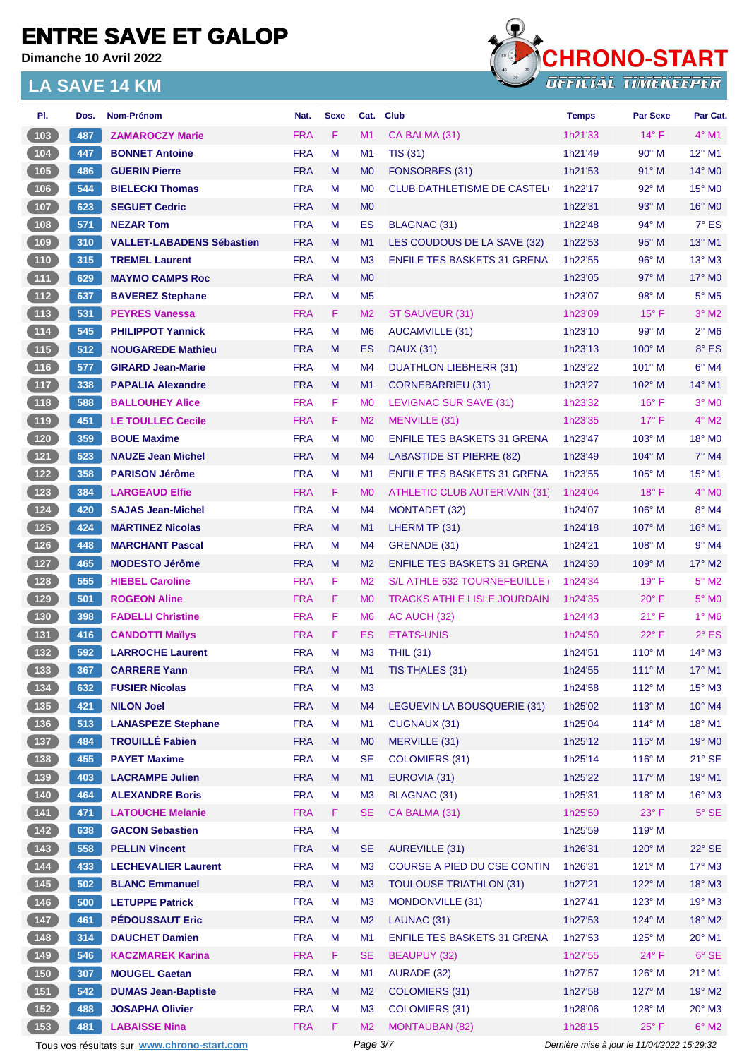# ENTRE SAVE ET GALOP

**Dimanche 10 Avril 2022**

## LA SAVE 14 KM

| Pl. | Dos. | Nom-Prénom | Nat. | Sexe | Cat. | Club | Temps | Par Sexe | Par Cat. |
|---|---|---|---|---|---|---|---|---|---|
| 103 | 487 | ZAMAROCZY Marie | FRA | F | M1 | CA BALMA (31) | 1h21'33 | 14° F | 4° M1 |
| 104 | 447 | BONNET Antoine | FRA | M | M1 | TIS (31) | 1h21'49 | 90° M | 12° M1 |
| 105 | 486 | GUERIN Pierre | FRA | M | M0 | FONSORBES (31) | 1h21'53 | 91° M | 14° M0 |
| 106 | 544 | BIELECKI Thomas | FRA | M | M0 | CLUB DATHLETISME DE CASTEL( | 1h22'17 | 92° M | 15° M0 |
| 107 | 623 | SEGUET Cedric | FRA | M | M0 | | 1h22'31 | 93° M | 16° M0 |
| 108 | 571 | NEZAR Tom | FRA | M | ES | BLAGNAC (31) | 1h22'48 | 94° M | 7° ES |
| 109 | 310 | VALLET-LABADENS Sébastien | FRA | M | M1 | LES COUDOUS DE LA SAVE (32) | 1h22'53 | 95° M | 13° M1 |
| 110 | 315 | TREMEL Laurent | FRA | M | M3 | ENFILE TES BASKETS 31 GRENAI | 1h22'55 | 96° M | 13° M3 |
| 111 | 629 | MAYMO CAMPS Roc | FRA | M | M0 | | 1h23'05 | 97° M | 17° M0 |
| 112 | 637 | BAVEREZ Stephane | FRA | M | M5 | | 1h23'07 | 98° M | 5° M5 |
| 113 | 531 | PEYRES Vanessa | FRA | F | M2 | ST SAUVEUR (31) | 1h23'09 | 15° F | 3° M2 |
| 114 | 545 | PHILIPPOT Yannick | FRA | M | M6 | AUCAMVILLE (31) | 1h23'10 | 99° M | 2° M6 |
| 115 | 512 | NOUGAREDE Mathieu | FRA | M | ES | DAUX (31) | 1h23'13 | 100° M | 8° ES |
| 116 | 577 | GIRARD Jean-Marie | FRA | M | M4 | DUATHLON LIEBHERR (31) | 1h23'22 | 101° M | 6° M4 |
| 117 | 338 | PAPALIA Alexandre | FRA | M | M1 | CORNEBARRIEU (31) | 1h23'27 | 102° M | 14° M1 |
| 118 | 588 | BALLOUHEY Alice | FRA | F | M0 | LEVIGNAC SUR SAVE (31) | 1h23'32 | 16° F | 3° M0 |
| 119 | 451 | LE TOULLEC Cecile | FRA | F | M2 | MENVILLE (31) | 1h23'35 | 17° F | 4° M2 |
| 120 | 359 | BOUE Maxime | FRA | M | M0 | ENFILE TES BASKETS 31 GRENAI | 1h23'47 | 103° M | 18° M0 |
| 121 | 523 | NAUZE Jean Michel | FRA | M | M4 | LABASTIDE ST PIERRE (82) | 1h23'49 | 104° M | 7° M4 |
| 122 | 358 | PARISON Jérôme | FRA | M | M1 | ENFILE TES BASKETS 31 GRENAI | 1h23'55 | 105° M | 15° M1 |
| 123 | 384 | LARGEAUD Elfie | FRA | F | M0 | ATHLETIC CLUB AUTERIVAIN (31) | 1h24'04 | 18° F | 4° M0 |
| 124 | 420 | SAJAS Jean-Michel | FRA | M | M4 | MONTADET (32) | 1h24'07 | 106° M | 8° M4 |
| 125 | 424 | MARTINEZ Nicolas | FRA | M | M1 | LHERM TP (31) | 1h24'18 | 107° M | 16° M1 |
| 126 | 448 | MARCHANT Pascal | FRA | M | M4 | GRENADE (31) | 1h24'21 | 108° M | 9° M4 |
| 127 | 465 | MODESTO Jérôme | FRA | M | M2 | ENFILE TES BASKETS 31 GRENAI | 1h24'30 | 109° M | 17° M2 |
| 128 | 555 | HIEBEL Caroline | FRA | F | M2 | S/L ATHLE 632 TOURNEFEUILLE ( | 1h24'34 | 19° F | 5° M2 |
| 129 | 501 | ROGEON Aline | FRA | F | M0 | TRACKS ATHLE LISLE JOURDAIN | 1h24'35 | 20° F | 5° M0 |
| 130 | 398 | FADELLI Christine | FRA | F | M6 | AC AUCH (32) | 1h24'43 | 21° F | 1° M6 |
| 131 | 416 | CANDOTTI Maïlys | FRA | F | ES | ETATS-UNIS | 1h24'50 | 22° F | 2° ES |
| 132 | 592 | LARROCHE Laurent | FRA | M | M3 | THIL (31) | 1h24'51 | 110° M | 14° M3 |
| 133 | 367 | CARRERE Yann | FRA | M | M1 | TIS THALES (31) | 1h24'55 | 111° M | 17° M1 |
| 134 | 632 | FUSIER Nicolas | FRA | M | M3 | | 1h24'58 | 112° M | 15° M3 |
| 135 | 421 | NILON Joel | FRA | M | M4 | LEGUEVIN LA BOUSQUERIE (31) | 1h25'02 | 113° M | 10° M4 |
| 136 | 513 | LANASPEZE Stephane | FRA | M | M1 | CUGNAUX (31) | 1h25'04 | 114° M | 18° M1 |
| 137 | 484 | TROUILLÉ Fabien | FRA | M | M0 | MERVILLE (31) | 1h25'12 | 115° M | 19° M0 |
| 138 | 455 | PAYET Maxime | FRA | M | SE | COLOMIERS (31) | 1h25'14 | 116° M | 21° SE |
| 139 | 403 | LACRAMPE Julien | FRA | M | M1 | EUROVIA (31) | 1h25'22 | 117° M | 19° M1 |
| 140 | 464 | ALEXANDRE Boris | FRA | M | M3 | BLAGNAC (31) | 1h25'31 | 118° M | 16° M3 |
| 141 | 471 | LATOUCHE Melanie | FRA | F | SE | CA BALMA (31) | 1h25'50 | 23° F | 5° SE |
| 142 | 638 | GACON Sebastien | FRA | M | | | 1h25'59 | 119° M | |
| 143 | 558 | PELLIN Vincent | FRA | M | SE | AUREVILLE (31) | 1h26'31 | 120° M | 22° SE |
| 144 | 433 | LECHEVALIER Laurent | FRA | M | M3 | COURSE A PIED DU CSE CONTIN | 1h26'31 | 121° M | 17° M3 |
| 145 | 502 | BLANC Emmanuel | FRA | M | M3 | TOULOUSE TRIATHLON (31) | 1h27'21 | 122° M | 18° M3 |
| 146 | 500 | LETUPPE Patrick | FRA | M | M3 | MONDONVILLE (31) | 1h27'41 | 123° M | 19° M3 |
| 147 | 461 | PÉDOUSSAUT Eric | FRA | M | M2 | LAUNAC (31) | 1h27'53 | 124° M | 18° M2 |
| 148 | 314 | DAUCHET Damien | FRA | M | M1 | ENFILE TES BASKETS 31 GRENAI | 1h27'53 | 125° M | 20° M1 |
| 149 | 546 | KACZMAREK Karina | FRA | F | SE | BEAUPUY (32) | 1h27'55 | 24° F | 6° SE |
| 150 | 307 | MOUGEL Gaetan | FRA | M | M1 | AURADE (32) | 1h27'57 | 126° M | 21° M1 |
| 151 | 542 | DUMAS Jean-Baptiste | FRA | M | M2 | COLOMIERS (31) | 1h27'58 | 127° M | 19° M2 |
| 152 | 488 | JOSAPHA Olivier | FRA | M | M3 | COLOMIERS (31) | 1h28'06 | 128° M | 20° M3 |
| 153 | 481 | LABAISSE Nina | FRA | F | M2 | MONTAUBAN (82) | 1h28'15 | 25° F | 6° M2 |

Tous vos résultats sur www.chrono-start.com — *Dernière mise à jour le 11/04/2022 15:29:32*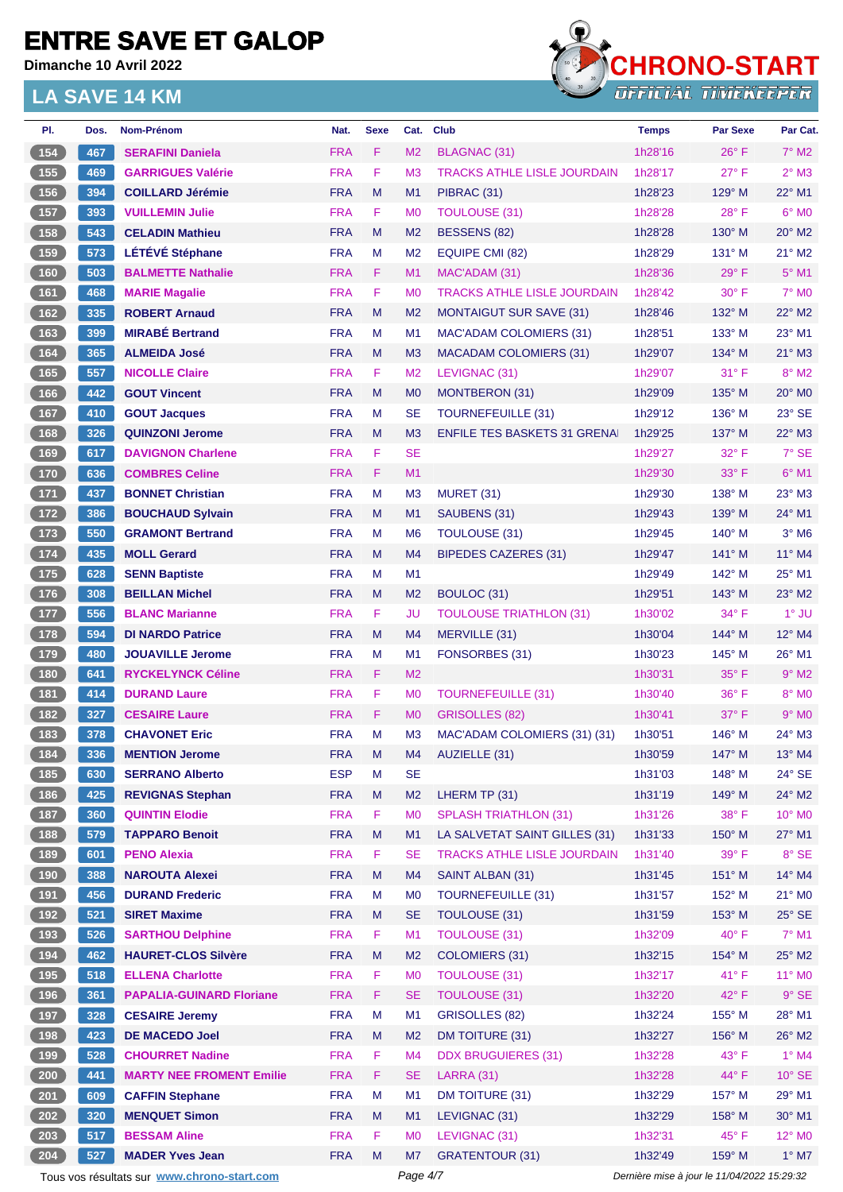# ENTRE SAVE ET GALOP

**Dimanche 10 Avril 2022**

## LA SAVE 14 KM

| Pl. | Dos. | Nom-Prénom | Nat. | Sexe | Cat. | Club | Temps | Par Sexe | Par Cat. |
|---|---|---|---|---|---|---|---|---|---|
| 154 | 467 | SERAFINI Daniela | FRA | F | M2 | BLAGNAC (31) | 1h28'16 | 26° F | 7° M2 |
| 155 | 469 | GARRIGUES Valérie | FRA | F | M3 | TRACKS ATHLE LISLE JOURDAIN | 1h28'17 | 27° F | 2° M3 |
| 156 | 394 | COILLARD Jérémie | FRA | M | M1 | PIBRAC (31) | 1h28'23 | 129° M | 22° M1 |
| 157 | 393 | VUILLEMIN Julie | FRA | F | M0 | TOULOUSE (31) | 1h28'28 | 28° F | 6° M0 |
| 158 | 543 | CELADIN Mathieu | FRA | M | M2 | BESSENS (82) | 1h28'28 | 130° M | 20° M2 |
| 159 | 573 | LÉTÉVÉ Stéphane | FRA | M | M2 | EQUIPE CMI (82) | 1h28'29 | 131° M | 21° M2 |
| 160 | 503 | BALMETTE Nathalie | FRA | F | M1 | MAC'ADAM (31) | 1h28'36 | 29° F | 5° M1 |
| 161 | 468 | MARIE Magalie | FRA | F | M0 | TRACKS ATHLE LISLE JOURDAIN | 1h28'42 | 30° F | 7° M0 |
| 162 | 335 | ROBERT Arnaud | FRA | M | M2 | MONTAIGUT SUR SAVE (31) | 1h28'46 | 132° M | 22° M2 |
| 163 | 399 | MIRABÉ Bertrand | FRA | M | M1 | MAC'ADAM COLOMIERS (31) | 1h28'51 | 133° M | 23° M1 |
| 164 | 365 | ALMEIDA José | FRA | M | M3 | MACADAM COLOMIERS (31) | 1h29'07 | 134° M | 21° M3 |
| 165 | 557 | NICOLLE Claire | FRA | F | M2 | LEVIGNAC (31) | 1h29'07 | 31° F | 8° M2 |
| 166 | 442 | GOUT Vincent | FRA | M | M0 | MONTBERON (31) | 1h29'09 | 135° M | 20° M0 |
| 167 | 410 | GOUT Jacques | FRA | M | SE | TOURNEFEUILLE (31) | 1h29'12 | 136° M | 23° SE |
| 168 | 326 | QUINZONI Jerome | FRA | M | M3 | ENFILE TES BASKETS 31 GRENA | 1h29'25 | 137° M | 22° M3 |
| 169 | 617 | DAVIGNON Charlene | FRA | F | SE | | 1h29'27 | 32° F | 7° SE |
| 170 | 636 | COMBRES Celine | FRA | F | M1 | | 1h29'30 | 33° F | 6° M1 |
| 171 | 437 | BONNET Christian | FRA | M | M3 | MURET (31) | 1h29'30 | 138° M | 23° M3 |
| 172 | 386 | BOUCHAUD Sylvain | FRA | M | M1 | SAUBENS (31) | 1h29'43 | 139° M | 24° M1 |
| 173 | 550 | GRAMONT Bertrand | FRA | M | M6 | TOULOUSE (31) | 1h29'45 | 140° M | 3° M6 |
| 174 | 435 | MOLL Gerard | FRA | M | M4 | BIPEDES CAZERES (31) | 1h29'47 | 141° M | 11° M4 |
| 175 | 628 | SENN Baptiste | FRA | M | M1 | | 1h29'49 | 142° M | 25° M1 |
| 176 | 308 | BEILLAN Michel | FRA | M | M2 | BOULOC (31) | 1h29'51 | 143° M | 23° M2 |
| 177 | 556 | BLANC Marianne | FRA | F | JU | TOULOUSE TRIATHLON (31) | 1h30'02 | 34° F | 1° JU |
| 178 | 594 | DI NARDO Patrice | FRA | M | M4 | MERVILLE (31) | 1h30'04 | 144° M | 12° M4 |
| 179 | 480 | JOUAVILLE Jerome | FRA | M | M1 | FONSORBES (31) | 1h30'23 | 145° M | 26° M1 |
| 180 | 641 | RYCKELYNCK Céline | FRA | F | M2 | | 1h30'31 | 35° F | 9° M2 |
| 181 | 414 | DURAND Laure | FRA | F | M0 | TOURNEFEUILLE (31) | 1h30'40 | 36° F | 8° M0 |
| 182 | 327 | CESAIRE Laure | FRA | F | M0 | GRISOLLES (82) | 1h30'41 | 37° F | 9° M0 |
| 183 | 378 | CHAVONET Eric | FRA | M | M3 | MAC'ADAM COLOMIERS (31) (31) | 1h30'51 | 146° M | 24° M3 |
| 184 | 336 | MENTION Jerome | FRA | M | M4 | AUZIELLE (31) | 1h30'59 | 147° M | 13° M4 |
| 185 | 630 | SERRANO Alberto | ESP | M | SE | | 1h31'03 | 148° M | 24° SE |
| 186 | 425 | REVIGNAS Stephan | FRA | M | M2 | LHERM TP (31) | 1h31'19 | 149° M | 24° M2 |
| 187 | 360 | QUINTIN Elodie | FRA | F | M0 | SPLASH TRIATHLON (31) | 1h31'26 | 38° F | 10° M0 |
| 188 | 579 | TAPPARO Benoit | FRA | M | M1 | LA SALVETAT SAINT GILLES (31) | 1h31'33 | 150° M | 27° M1 |
| 189 | 601 | PENO Alexia | FRA | F | SE | TRACKS ATHLE LISLE JOURDAIN | 1h31'40 | 39° F | 8° SE |
| 190 | 388 | NAROUTA Alexei | FRA | M | M4 | SAINT ALBAN (31) | 1h31'45 | 151° M | 14° M4 |
| 191 | 456 | DURAND Frederic | FRA | M | M0 | TOURNEFEUILLE (31) | 1h31'57 | 152° M | 21° M0 |
| 192 | 521 | SIRET Maxime | FRA | M | SE | TOULOUSE (31) | 1h31'59 | 153° M | 25° SE |
| 193 | 526 | SARTHOU Delphine | FRA | F | M1 | TOULOUSE (31) | 1h32'09 | 40° F | 7° M1 |
| 194 | 462 | HAURET-CLOS Silvère | FRA | M | M2 | COLOMIERS (31) | 1h32'15 | 154° M | 25° M2 |
| 195 | 518 | ELLENA Charlotte | FRA | F | M0 | TOULOUSE (31) | 1h32'17 | 41° F | 11° M0 |
| 196 | 361 | PAPALIA-GUINARD Floriane | FRA | F | SE | TOULOUSE (31) | 1h32'20 | 42° F | 9° SE |
| 197 | 328 | CESAIRE Jeremy | FRA | M | M1 | GRISOLLES (82) | 1h32'24 | 155° M | 28° M1 |
| 198 | 423 | DE MACEDO Joel | FRA | M | M2 | DM TOITURE (31) | 1h32'27 | 156° M | 26° M2 |
| 199 | 528 | CHOURRET Nadine | FRA | F | M4 | DDX BRUGUIERES (31) | 1h32'28 | 43° F | 1° M4 |
| 200 | 441 | MARTY NEE FROMENT Emilie | FRA | F | SE | LARRA (31) | 1h32'28 | 44° F | 10° SE |
| 201 | 609 | CAFFIN Stephane | FRA | M | M1 | DM TOITURE (31) | 1h32'29 | 157° M | 29° M1 |
| 202 | 320 | MENQUET Simon | FRA | M | M1 | LEVIGNAC (31) | 1h32'29 | 158° M | 30° M1 |
| 203 | 517 | BESSAM Aline | FRA | F | M0 | LEVIGNAC (31) | 1h32'31 | 45° F | 12° M0 |
| 204 | 527 | MADER Yves Jean | FRA | M | M7 | GRATENTOUR (31) | 1h32'49 | 159° M | 1° M7 |

Tous vos résultats sur www.chrono-start.com — Dernière mise à jour le 11/04/2022 15:29:32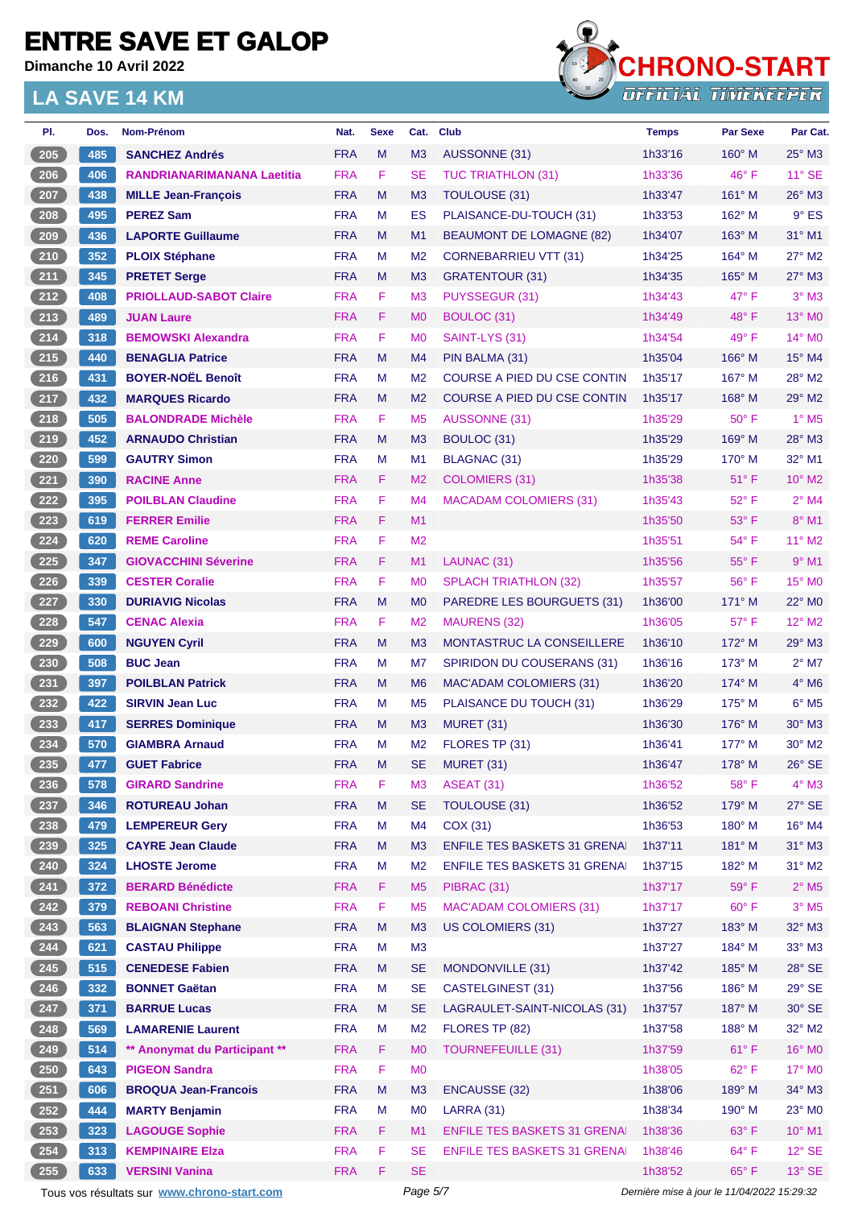# ENTRE SAVE ET GALOP

**Dimanche 10 Avril 2022**

## LA SAVE 14 KM

| Pl. | Dos. | Nom-Prénom | Nat. | Sexe | Cat. | Club | Temps | Par Sexe | Par Cat. |
|---|---|---|---|---|---|---|---|---|---|
| 205 | 485 | SANCHEZ Andrés | FRA | M | M3 | AUSSONNE (31) | 1h33'16 | 160° M | 25° M3 |
| 206 | 406 | RANDRIANARIMANANA Laetitia | FRA | F | SE | TUC TRIATHLON (31) | 1h33'36 | 46° F | 11° SE |
| 207 | 438 | MILLE Jean-François | FRA | M | M3 | TOULOUSE (31) | 1h33'47 | 161° M | 26° M3 |
| 208 | 495 | PEREZ Sam | FRA | M | ES | PLAISANCE-DU-TOUCH (31) | 1h33'53 | 162° M | 9° ES |
| 209 | 436 | LAPORTE Guillaume | FRA | M | M1 | BEAUMONT DE LOMAGNE (82) | 1h34'07 | 163° M | 31° M1 |
| 210 | 352 | PLOIX Stéphane | FRA | M | M2 | CORNEBARRIEU VTT (31) | 1h34'25 | 164° M | 27° M2 |
| 211 | 345 | PRETET Serge | FRA | M | M3 | GRATENTOUR (31) | 1h34'35 | 165° M | 27° M3 |
| 212 | 408 | PRIOLLAUD-SABOT Claire | FRA | F | M3 | PUYSSEGUR (31) | 1h34'43 | 47° F | 3° M3 |
| 213 | 489 | JUAN Laure | FRA | F | M0 | BOULOC (31) | 1h34'49 | 48° F | 13° M0 |
| 214 | 318 | BEMOWSKI Alexandra | FRA | F | M0 | SAINT-LYS (31) | 1h34'54 | 49° F | 14° M0 |
| 215 | 440 | BENAGLIA Patrice | FRA | M | M4 | PIN BALMA (31) | 1h35'04 | 166° M | 15° M4 |
| 216 | 431 | BOYER-NOËL Benoît | FRA | M | M2 | COURSE A PIED DU CSE CONTIN | 1h35'17 | 167° M | 28° M2 |
| 217 | 432 | MARQUES Ricardo | FRA | M | M2 | COURSE A PIED DU CSE CONTIN | 1h35'17 | 168° M | 29° M2 |
| 218 | 505 | BALONDRADE Michèle | FRA | F | M5 | AUSSONNE (31) | 1h35'29 | 50° F | 1° M5 |
| 219 | 452 | ARNAUDO Christian | FRA | M | M3 | BOULOC (31) | 1h35'29 | 169° M | 28° M3 |
| 220 | 599 | GAUTRY Simon | FRA | M | M1 | BLAGNAC (31) | 1h35'29 | 170° M | 32° M1 |
| 221 | 390 | RACINE Anne | FRA | F | M2 | COLOMIERS (31) | 1h35'38 | 51° F | 10° M2 |
| 222 | 395 | POILBLAN Claudine | FRA | F | M4 | MACADAM COLOMIERS (31) | 1h35'43 | 52° F | 2° M4 |
| 223 | 619 | FERRER Emilie | FRA | F | M1 | | 1h35'50 | 53° F | 8° M1 |
| 224 | 620 | REME Caroline | FRA | F | M2 | | 1h35'51 | 54° F | 11° M2 |
| 225 | 347 | GIOVACCHINI Séverine | FRA | F | M1 | LAUNAC (31) | 1h35'56 | 55° F | 9° M1 |
| 226 | 339 | CESTER Coralie | FRA | F | M0 | SPLACH TRIATHLON (32) | 1h35'57 | 56° F | 15° M0 |
| 227 | 330 | DURIAVIG Nicolas | FRA | M | M0 | PAREDRE LES BOURGUETS (31) | 1h36'00 | 171° M | 22° M0 |
| 228 | 547 | CENAC Alexia | FRA | F | M2 | MAURENS (32) | 1h36'05 | 57° F | 12° M2 |
| 229 | 600 | NGUYEN Cyril | FRA | M | M3 | MONTASTRUC LA CONSEILLERE | 1h36'10 | 172° M | 29° M3 |
| 230 | 508 | BUC Jean | FRA | M | M7 | SPIRIDON DU COUSERANS (31) | 1h36'16 | 173° M | 2° M7 |
| 231 | 397 | POILBLAN Patrick | FRA | M | M6 | MAC'ADAM COLOMIERS (31) | 1h36'20 | 174° M | 4° M6 |
| 232 | 422 | SIRVIN Jean Luc | FRA | M | M5 | PLAISANCE DU TOUCH (31) | 1h36'29 | 175° M | 6° M5 |
| 233 | 417 | SERRES Dominique | FRA | M | M3 | MURET (31) | 1h36'30 | 176° M | 30° M3 |
| 234 | 570 | GIAMBRA Arnaud | FRA | M | M2 | FLORES TP (31) | 1h36'41 | 177° M | 30° M2 |
| 235 | 477 | GUET Fabrice | FRA | M | SE | MURET (31) | 1h36'47 | 178° M | 26° SE |
| 236 | 578 | GIRARD Sandrine | FRA | F | M3 | ASEAT (31) | 1h36'52 | 58° F | 4° M3 |
| 237 | 346 | ROTUREAU Johan | FRA | M | SE | TOULOUSE (31) | 1h36'52 | 179° M | 27° SE |
| 238 | 479 | LEMPEREUR Gery | FRA | M | M4 | COX (31) | 1h36'53 | 180° M | 16° M4 |
| 239 | 325 | CAYRE Jean Claude | FRA | M | M3 | ENFILE TES BASKETS 31 GRENA | 1h37'11 | 181° M | 31° M3 |
| 240 | 324 | LHOSTE Jerome | FRA | M | M2 | ENFILE TES BASKETS 31 GRENA | 1h37'15 | 182° M | 31° M2 |
| 241 | 372 | BERARD Bénédicte | FRA | F | M5 | PIBRAC (31) | 1h37'17 | 59° F | 2° M5 |
| 242 | 379 | REBOANI Christine | FRA | F | M5 | MAC'ADAM COLOMIERS (31) | 1h37'17 | 60° F | 3° M5 |
| 243 | 563 | BLAIGNAN Stephane | FRA | M | M3 | US COLOMIERS (31) | 1h37'27 | 183° M | 32° M3 |
| 244 | 621 | CASTAU Philippe | FRA | M | M3 | | 1h37'27 | 184° M | 33° M3 |
| 245 | 515 | CENEDESE Fabien | FRA | M | SE | MONDONVILLE (31) | 1h37'42 | 185° M | 28° SE |
| 246 | 332 | BONNET Gaëtan | FRA | M | SE | CASTELGINEST (31) | 1h37'56 | 186° M | 29° SE |
| 247 | 371 | BARRUE Lucas | FRA | M | SE | LAGRAULET-SAINT-NICOLAS (31) | 1h37'57 | 187° M | 30° SE |
| 248 | 569 | LAMARENIE Laurent | FRA | M | M2 | FLORES TP (82) | 1h37'58 | 188° M | 32° M2 |
| 249 | 514 | ** Anonymat du Participant ** | FRA | F | M0 | TOURNEFEUILLE (31) | 1h37'59 | 61° F | 16° M0 |
| 250 | 643 | PIGEON Sandra | FRA | F | M0 | | 1h38'05 | 62° F | 17° M0 |
| 251 | 606 | BROQUA Jean-Francois | FRA | M | M3 | ENCAUSSE (32) | 1h38'06 | 189° M | 34° M3 |
| 252 | 444 | MARTY Benjamin | FRA | M | M0 | LARRA (31) | 1h38'34 | 190° M | 23° M0 |
| 253 | 323 | LAGOUGE Sophie | FRA | F | M1 | ENFILE TES BASKETS 31 GRENA | 1h38'36 | 63° F | 10° M1 |
| 254 | 313 | KEMPINAIRE Elza | FRA | F | SE | ENFILE TES BASKETS 31 GRENA | 1h38'46 | 64° F | 12° SE |
| 255 | 633 | VERSINI Vanina | FRA | F | SE | | 1h38'52 | 65° F | 13° SE |

Tous vos résultats sur www.chrono-start.com

Dernière mise à jour le 11/04/2022 15:29:32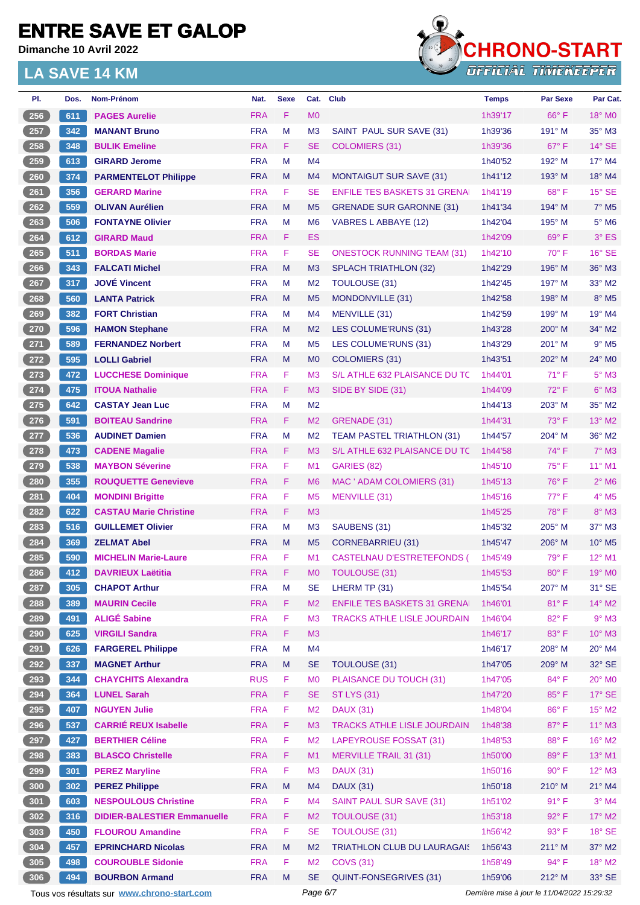# ENTRE SAVE ET GALOP

**Dimanche 10 Avril 2022**

## LA SAVE 14 KM

CHRONO-START OFFICIAL TIMEKEEPER

| Pl. | Dos. | Nom-Prénom | Nat. | Sexe | Cat. | Club | Temps | Par Sexe | Par Cat. |
|---|---|---|---|---|---|---|---|---|---|
| 256 | 611 | PAGES Aurelie | FRA | F | M0 | | 1h39'17 | 66° F | 18° M0 |
| 257 | 342 | MANANT Bruno | FRA | M | M3 | SAINT PAUL SUR SAVE (31) | 1h39'36 | 191° M | 35° M3 |
| 258 | 348 | BULIK Emeline | FRA | F | SE | COLOMIERS (31) | 1h39'36 | 67° F | 14° SE |
| 259 | 613 | GIRARD Jerome | FRA | M | M4 | | 1h40'52 | 192° M | 17° M4 |
| 260 | 374 | PARMENTELOT Philippe | FRA | M | M4 | MONTAIGUT SUR SAVE (31) | 1h41'12 | 193° M | 18° M4 |
| 261 | 356 | GERARD Marine | FRA | F | SE | ENFILE TES BASKETS 31 GRENA | 1h41'19 | 68° F | 15° SE |
| 262 | 559 | OLIVAN Aurélien | FRA | M | M5 | GRENADE SUR GARONNE (31) | 1h41'34 | 194° M | 7° M5 |
| 263 | 506 | FONTAYNE Olivier | FRA | M | M6 | VABRES L ABBAYE (12) | 1h42'04 | 195° M | 5° M6 |
| 264 | 612 | GIRARD Maud | FRA | F | ES | | 1h42'09 | 69° F | 3° ES |
| 265 | 511 | BORDAS Marie | FRA | F | SE | ONESTOCK RUNNING TEAM (31) | 1h42'10 | 70° F | 16° SE |
| 266 | 343 | FALCATI Michel | FRA | M | M3 | SPLACH TRIATHLON (32) | 1h42'29 | 196° M | 36° M3 |
| 267 | 317 | JOVÉ Vincent | FRA | M | M2 | TOULOUSE (31) | 1h42'45 | 197° M | 33° M2 |
| 268 | 560 | LANTA Patrick | FRA | M | M5 | MONDONVILLE (31) | 1h42'58 | 198° M | 8° M5 |
| 269 | 382 | FORT Christian | FRA | M | M4 | MENVILLE (31) | 1h42'59 | 199° M | 19° M4 |
| 270 | 596 | HAMON Stephane | FRA | M | M2 | LES COLUME'RUNS (31) | 1h43'28 | 200° M | 34° M2 |
| 271 | 589 | FERNANDEZ Norbert | FRA | M | M5 | LES COLUME'RUNS (31) | 1h43'29 | 201° M | 9° M5 |
| 272 | 595 | LOLLI Gabriel | FRA | M | M0 | COLOMIERS (31) | 1h43'51 | 202° M | 24° M0 |
| 273 | 472 | LUCCHESE Dominique | FRA | F | M3 | S/L ATHLE 632 PLAISANCE DU TC | 1h44'01 | 71° F | 5° M3 |
| 274 | 475 | ITOUA Nathalie | FRA | F | M3 | SIDE BY SIDE (31) | 1h44'09 | 72° F | 6° M3 |
| 275 | 642 | CASTAY Jean Luc | FRA | M | M2 | | 1h44'13 | 203° M | 35° M2 |
| 276 | 591 | BOITEAU Sandrine | FRA | F | M2 | GRENADE (31) | 1h44'31 | 73° F | 13° M2 |
| 277 | 536 | AUDINET Damien | FRA | M | M2 | TEAM PASTEL TRIATHLON (31) | 1h44'57 | 204° M | 36° M2 |
| 278 | 473 | CADENE Magalie | FRA | F | M3 | S/L ATHLE 632 PLAISANCE DU TC | 1h44'58 | 74° F | 7° M3 |
| 279 | 538 | MAYBON Séverine | FRA | F | M1 | GARIES (82) | 1h45'10 | 75° F | 11° M1 |
| 280 | 355 | ROUQUETTE Genevieve | FRA | F | M6 | MAC ' ADAM COLOMIERS (31) | 1h45'13 | 76° F | 2° M6 |
| 281 | 404 | MONDINI Brigitte | FRA | F | M5 | MENVILLE (31) | 1h45'16 | 77° F | 4° M5 |
| 282 | 622 | CASTAU Marie Christine | FRA | F | M3 | | 1h45'25 | 78° F | 8° M3 |
| 283 | 516 | GUILLEMET Olivier | FRA | M | M3 | SAUBENS (31) | 1h45'32 | 205° M | 37° M3 |
| 284 | 369 | ZELMAT Abel | FRA | M | M5 | CORNEBARRIEU (31) | 1h45'47 | 206° M | 10° M5 |
| 285 | 590 | MICHELIN Marie-Laure | FRA | F | M1 | CASTELNAU D'ESTRETEFONDS ( | 1h45'49 | 79° F | 12° M1 |
| 286 | 412 | DAVRIEUX Laëtitia | FRA | F | M0 | TOULOUSE (31) | 1h45'53 | 80° F | 19° M0 |
| 287 | 305 | CHAPOT Arthur | FRA | M | SE | LHERM TP (31) | 1h45'54 | 207° M | 31° SE |
| 288 | 389 | MAURIN Cecile | FRA | F | M2 | ENFILE TES BASKETS 31 GRENA | 1h46'01 | 81° F | 14° M2 |
| 289 | 491 | ALIGÉ Sabine | FRA | F | M3 | TRACKS ATHLE LISLE JOURDAIN | 1h46'04 | 82° F | 9° M3 |
| 290 | 625 | VIRGILI Sandra | FRA | F | M3 | | 1h46'17 | 83° F | 10° M3 |
| 291 | 626 | FARGEREL Philippe | FRA | M | M4 | | 1h46'17 | 208° M | 20° M4 |
| 292 | 337 | MAGNET Arthur | FRA | M | SE | TOULOUSE (31) | 1h47'05 | 209° M | 32° SE |
| 293 | 344 | CHAYCHITS Alexandra | RUS | F | M0 | PLAISANCE DU TOUCH (31) | 1h47'05 | 84° F | 20° M0 |
| 294 | 364 | LUNEL Sarah | FRA | F | SE | ST LYS (31) | 1h47'20 | 85° F | 17° SE |
| 295 | 407 | NGUYEN Julie | FRA | F | M2 | DAUX (31) | 1h48'04 | 86° F | 15° M2 |
| 296 | 537 | CARRIÉ REUX Isabelle | FRA | F | M3 | TRACKS ATHLE LISLE JOURDAIN | 1h48'38 | 87° F | 11° M3 |
| 297 | 427 | BERTHIER Céline | FRA | F | M2 | LAPEYROUSE FOSSAT (31) | 1h48'53 | 88° F | 16° M2 |
| 298 | 383 | BLASCO Christelle | FRA | F | M1 | MERVILLE TRAIL 31 (31) | 1h50'00 | 89° F | 13° M1 |
| 299 | 301 | PEREZ Maryline | FRA | F | M3 | DAUX (31) | 1h50'16 | 90° F | 12° M3 |
| 300 | 302 | PEREZ Philippe | FRA | M | M4 | DAUX (31) | 1h50'18 | 210° M | 21° M4 |
| 301 | 603 | NESPOULOUS Christine | FRA | F | M4 | SAINT PAUL SUR SAVE (31) | 1h51'02 | 91° F | 3° M4 |
| 302 | 316 | DIDIER-BALESTIER Emmanuelle | FRA | F | M2 | TOULOUSE (31) | 1h53'18 | 92° F | 17° M2 |
| 303 | 450 | FLOUROU Amandine | FRA | F | SE | TOULOUSE (31) | 1h56'42 | 93° F | 18° SE |
| 304 | 457 | EPRINCHARD Nicolas | FRA | M | M2 | TRIATHLON CLUB DU LAURAGAIS | 1h56'43 | 211° M | 37° M2 |
| 305 | 498 | COUROUBLE Sidonie | FRA | F | M2 | COVS (31) | 1h58'49 | 94° F | 18° M2 |
| 306 | 494 | BOURBON Armand | FRA | M | SE | QUINT-FONSEGRIVES (31) | 1h59'06 | 212° M | 33° SE |

Tous vos résultats sur www.chrono-start.com — Dernière mise à jour le 11/04/2022 15:29:32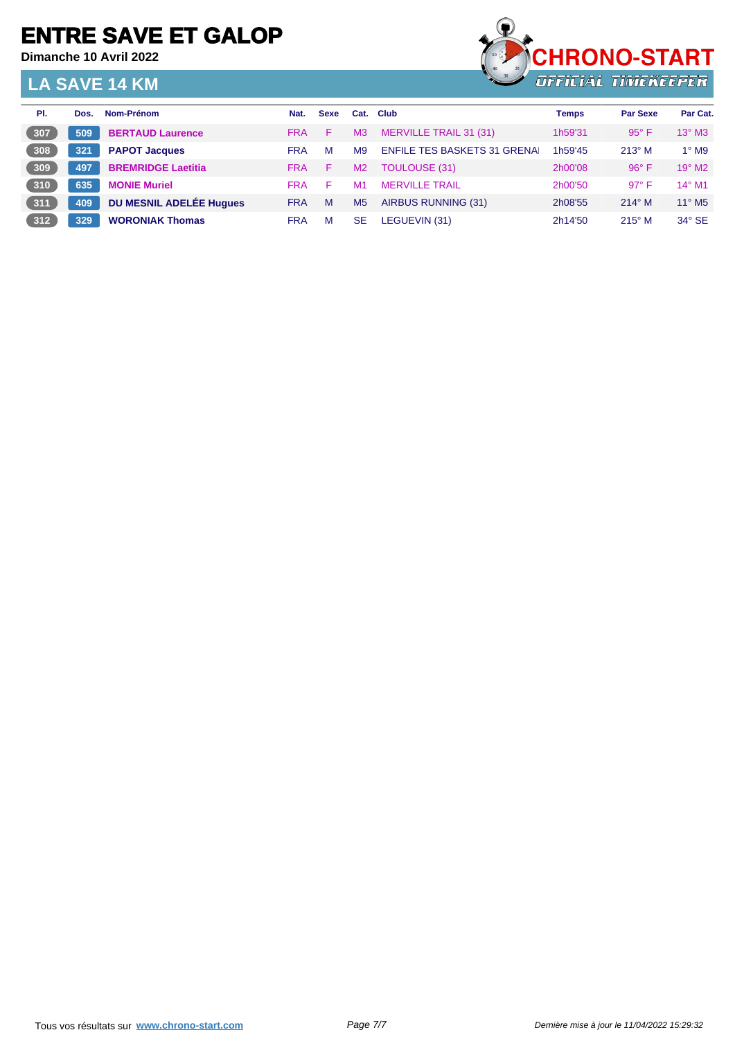# ENTRE SAVE ET GALOP

**Dimanche 10 Avril 2022**

## LA SAVE 14 KM

| Pl. | Dos. | Nom-Prénom | Nat. | Sexe | Cat. | Club | Temps | Par Sexe | Par Cat. |
|---|---|---|---|---|---|---|---|---|---|
| 307 | 509 | **BERTAUD Laurence** | FRA | F | M3 | MERVILLE TRAIL 31 (31) | 1h59'31 | 95° F | 13° M3 |
| 308 | 321 | **PAPOT Jacques** | FRA | M | M9 | ENFILE TES BASKETS 31 GRENAI | 1h59'45 | 213° M | 1° M9 |
| 309 | 497 | **BREMRIDGE Laetitia** | FRA | F | M2 | TOULOUSE (31) | 2h00'08 | 96° F | 19° M2 |
| 310 | 635 | **MONIE Muriel** | FRA | F | M1 | MERVILLE TRAIL | 2h00'50 | 97° F | 14° M1 |
| 311 | 409 | **DU MESNIL ADELÉE Hugues** | FRA | M | M5 | AIRBUS RUNNING (31) | 2h08'55 | 214° M | 11° M5 |
| 312 | 329 | **WORONIAK Thomas** | FRA | M | SE | LEGUEVIN (31) | 2h14'50 | 215° M | 34° SE |

Tous vos résultats sur www.chrono-start.com

*Dernière mise à jour le 11/04/2022 15:29:32*